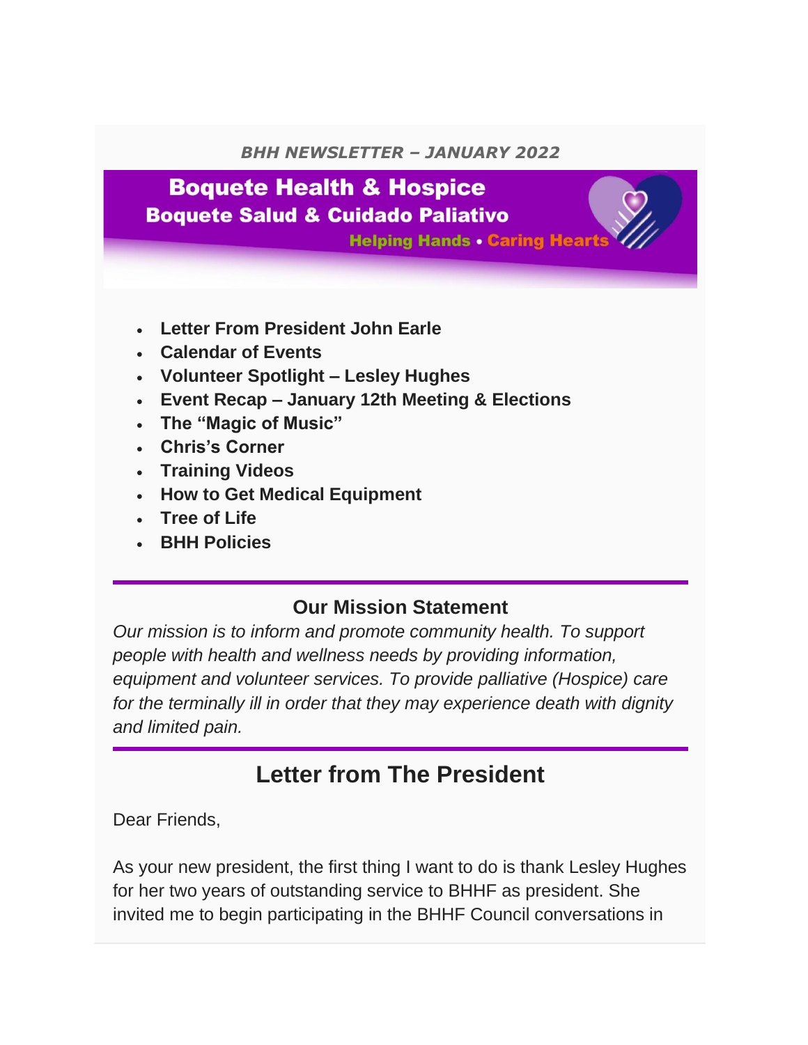***BHH NEWSLETTER – JANUARY 2022***

**Boquete Health & Hospice**
**Boquete Salud & Cuidado Paliativo**
**Helping Hands • Caring Hearts**

- **Letter From President John Earle**
- **Calendar of Events**
- **Volunteer Spotlight – Lesley Hughes**
- **Event Recap – January 12th Meeting & Elections**
- **The "Magic of Music"**
- **Chris's Corner**
- **Training Videos**
- **How to Get Medical Equipment**
- **Tree of Life**
- **BHH Policies**

### Our Mission Statement

*Our mission is to inform and promote community health. To support people with health and wellness needs by providing information, equipment and volunteer services. To provide palliative (Hospice) care for the terminally ill in order that they may experience death with dignity and limited pain.*

## Letter from The President

Dear Friends,

As your new president, the first thing I want to do is thank Lesley Hughes for her two years of outstanding service to BHHF as president. She invited me to begin participating in the BHHF Council conversations in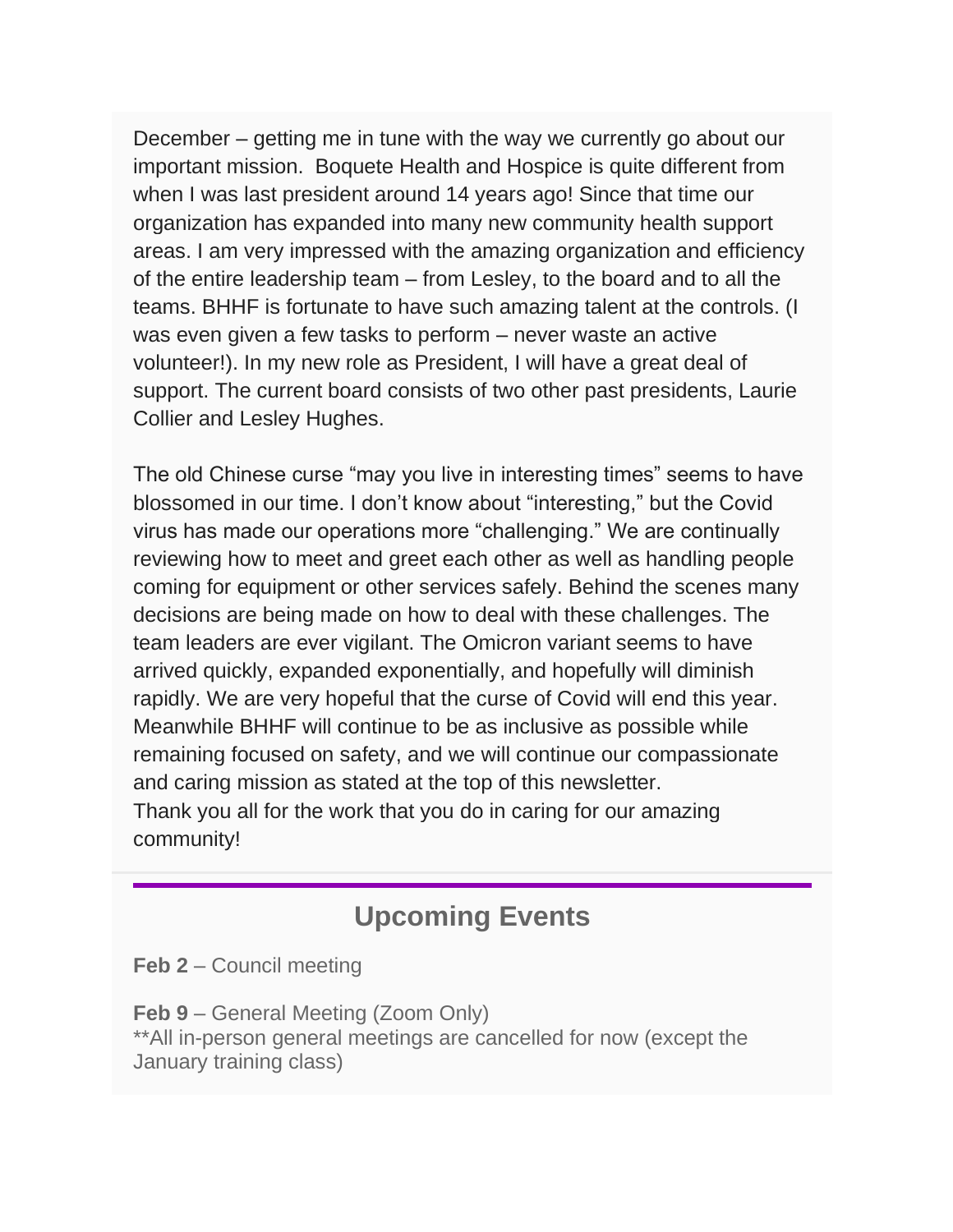December – getting me in tune with the way we currently go about our important mission. Boquete Health and Hospice is quite different from when I was last president around 14 years ago! Since that time our organization has expanded into many new community health support areas. I am very impressed with the amazing organization and efficiency of the entire leadership team – from Lesley, to the board and to all the teams. BHHF is fortunate to have such amazing talent at the controls. (I was even given a few tasks to perform – never waste an active volunteer!). In my new role as President, I will have a great deal of support. The current board consists of two other past presidents, Laurie Collier and Lesley Hughes.

The old Chinese curse "may you live in interesting times" seems to have blossomed in our time. I don't know about "interesting," but the Covid virus has made our operations more "challenging." We are continually reviewing how to meet and greet each other as well as handling people coming for equipment or other services safely. Behind the scenes many decisions are being made on how to deal with these challenges. The team leaders are ever vigilant. The Omicron variant seems to have arrived quickly, expanded exponentially, and hopefully will diminish rapidly. We are very hopeful that the curse of Covid will end this year. Meanwhile BHHF will continue to be as inclusive as possible while remaining focused on safety, and we will continue our compassionate and caring mission as stated at the top of this newsletter.
Thank you all for the work that you do in caring for our amazing community!

## Upcoming Events

**Feb 2** – Council meeting

**Feb 9** – General Meeting (Zoom Only)
**All in-person general meetings are cancelled for now (except the January training class)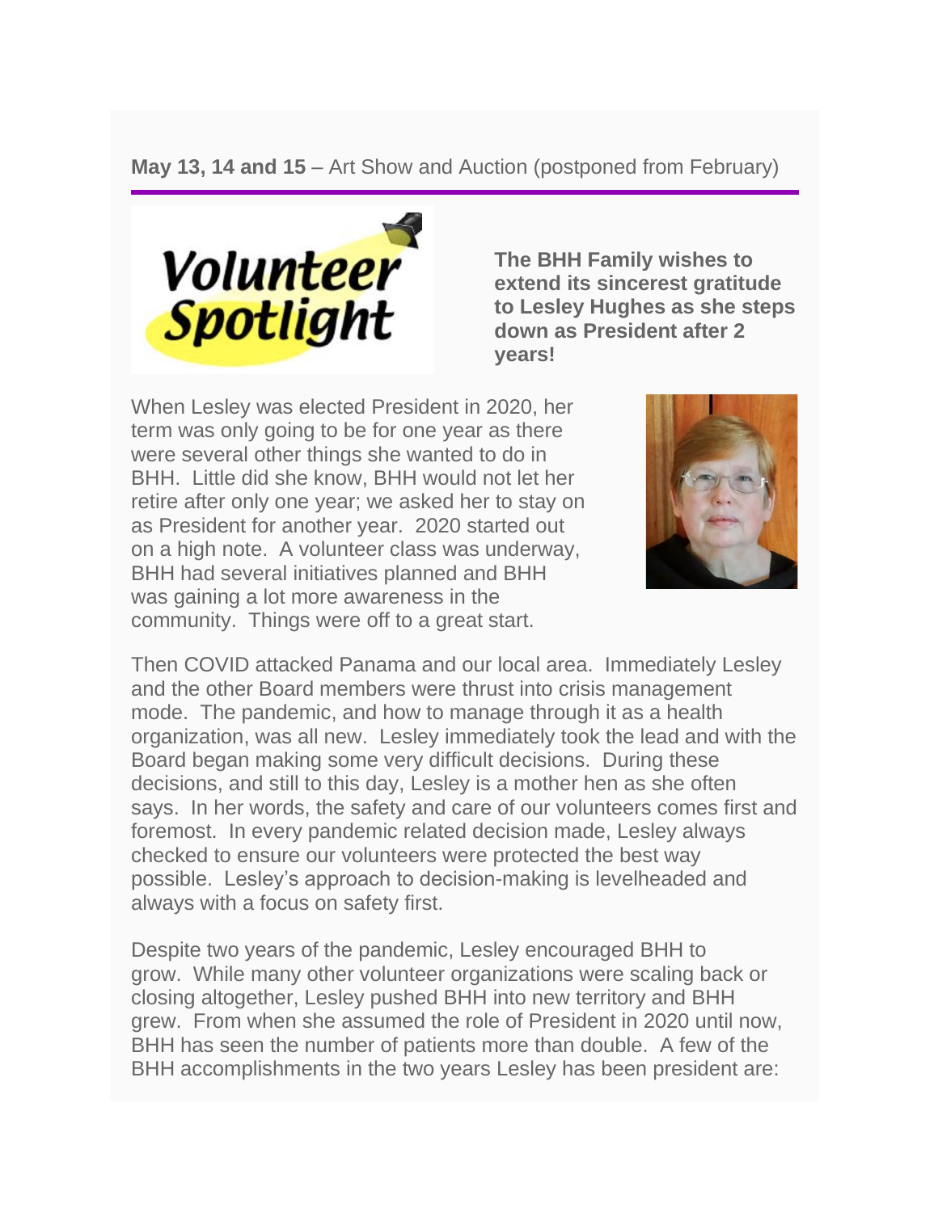**May 13, 14 and 15** – Art Show and Auction (postponed from February)

---

Volunteer Spotlight

**The BHH Family wishes to extend its sincerest gratitude to Lesley Hughes as she steps down as President after 2 years!**

When Lesley was elected President in 2020, her term was only going to be for one year as there were several other things she wanted to do in BHH. Little did she know, BHH would not let her retire after only one year; we asked her to stay on as President for another year. 2020 started out on a high note. A volunteer class was underway, BHH had several initiatives planned and BHH was gaining a lot more awareness in the community. Things were off to a great start.

Then COVID attacked Panama and our local area. Immediately Lesley and the other Board members were thrust into crisis management mode. The pandemic, and how to manage through it as a health organization, was all new. Lesley immediately took the lead and with the Board began making some very difficult decisions. During these decisions, and still to this day, Lesley is a mother hen as she often says. In her words, the safety and care of our volunteers comes first and foremost. In every pandemic related decision made, Lesley always checked to ensure our volunteers were protected the best way possible. Lesley's approach to decision-making is levelheaded and always with a focus on safety first.

Despite two years of the pandemic, Lesley encouraged BHH to grow. While many other volunteer organizations were scaling back or closing altogether, Lesley pushed BHH into new territory and BHH grew. From when she assumed the role of President in 2020 until now, BHH has seen the number of patients more than double. A few of the BHH accomplishments in the two years Lesley has been president are: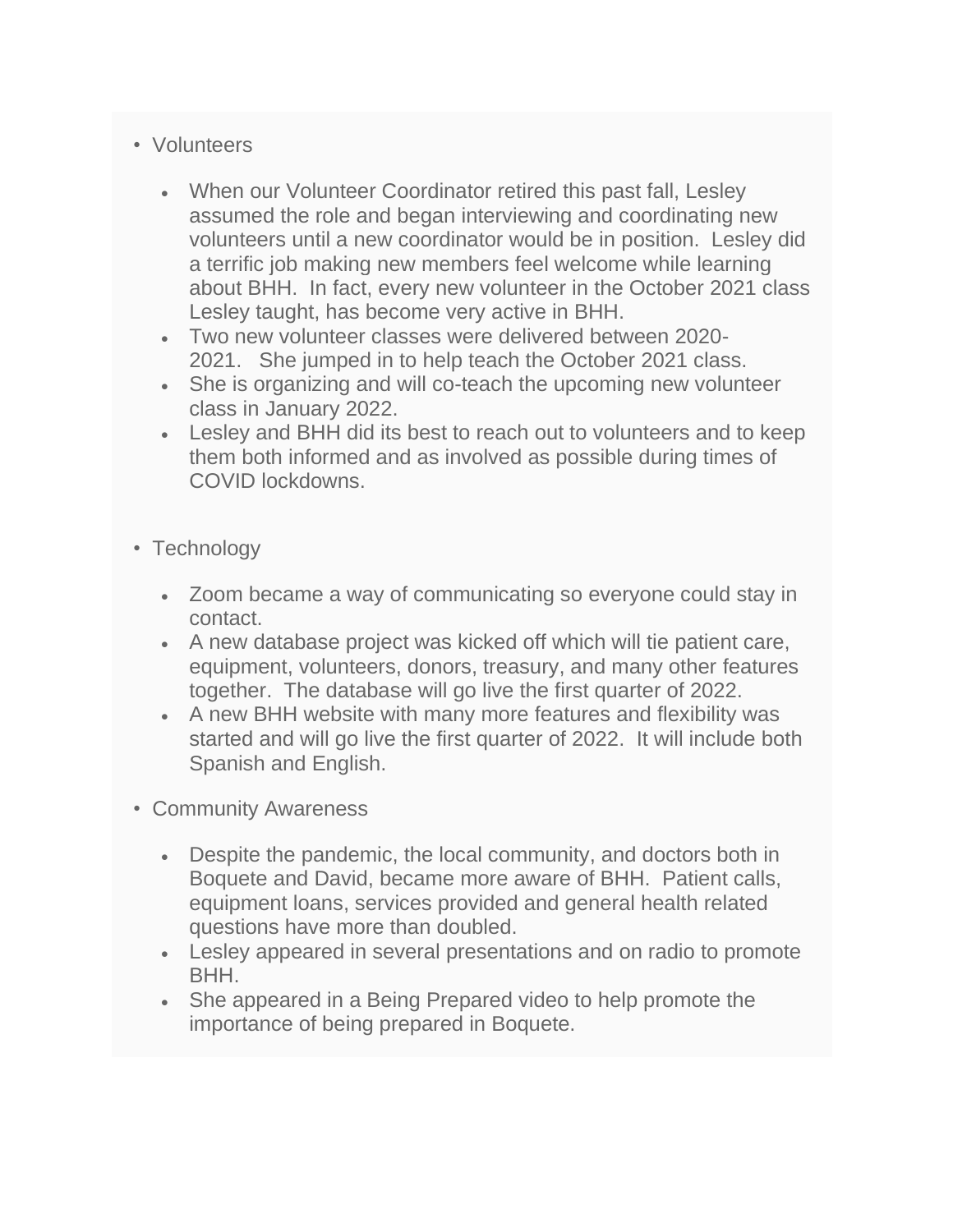- Volunteers
  - When our Volunteer Coordinator retired this past fall, Lesley assumed the role and began interviewing and coordinating new volunteers until a new coordinator would be in position. Lesley did a terrific job making new members feel welcome while learning about BHH. In fact, every new volunteer in the October 2021 class Lesley taught, has become very active in BHH.
  - Two new volunteer classes were delivered between 2020-2021. She jumped in to help teach the October 2021 class.
  - She is organizing and will co-teach the upcoming new volunteer class in January 2022.
  - Lesley and BHH did its best to reach out to volunteers and to keep them both informed and as involved as possible during times of COVID lockdowns.

- Technology
  - Zoom became a way of communicating so everyone could stay in contact.
  - A new database project was kicked off which will tie patient care, equipment, volunteers, donors, treasury, and many other features together. The database will go live the first quarter of 2022.
  - A new BHH website with many more features and flexibility was started and will go live the first quarter of 2022. It will include both Spanish and English.

- Community Awareness
  - Despite the pandemic, the local community, and doctors both in Boquete and David, became more aware of BHH. Patient calls, equipment loans, services provided and general health related questions have more than doubled.
  - Lesley appeared in several presentations and on radio to promote BHH.
  - She appeared in a Being Prepared video to help promote the importance of being prepared in Boquete.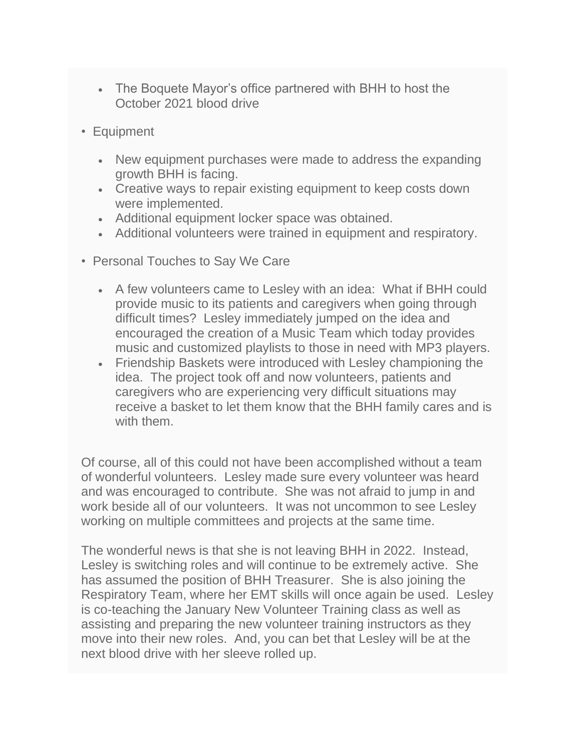- The Boquete Mayor's office partnered with BHH to host the October 2021 blood drive

- Equipment

  - New equipment purchases were made to address the expanding growth BHH is facing.
  - Creative ways to repair existing equipment to keep costs down were implemented.
  - Additional equipment locker space was obtained.
  - Additional volunteers were trained in equipment and respiratory.

- Personal Touches to Say We Care

  - A few volunteers came to Lesley with an idea: What if BHH could provide music to its patients and caregivers when going through difficult times? Lesley immediately jumped on the idea and encouraged the creation of a Music Team which today provides music and customized playlists to those in need with MP3 players.
  - Friendship Baskets were introduced with Lesley championing the idea. The project took off and now volunteers, patients and caregivers who are experiencing very difficult situations may receive a basket to let them know that the BHH family cares and is with them.

Of course, all of this could not have been accomplished without a team of wonderful volunteers. Lesley made sure every volunteer was heard and was encouraged to contribute. She was not afraid to jump in and work beside all of our volunteers. It was not uncommon to see Lesley working on multiple committees and projects at the same time.

The wonderful news is that she is not leaving BHH in 2022. Instead, Lesley is switching roles and will continue to be extremely active. She has assumed the position of BHH Treasurer. She is also joining the Respiratory Team, where her EMT skills will once again be used. Lesley is co-teaching the January New Volunteer Training class as well as assisting and preparing the new volunteer training instructors as they move into their new roles. And, you can bet that Lesley will be at the next blood drive with her sleeve rolled up.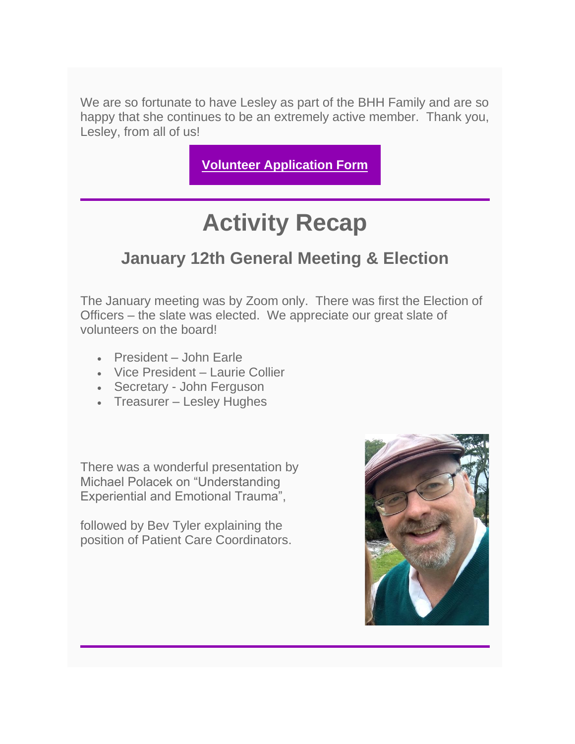We are so fortunate to have Lesley as part of the BHH Family and are so happy that she continues to be an extremely active member. Thank you, Lesley, from all of us!

**Volunteer Application Form**

# Activity Recap

## January 12th General Meeting & Election

The January meeting was by Zoom only. There was first the Election of Officers – the slate was elected. We appreciate our great slate of volunteers on the board!

- President – John Earle
- Vice President – Laurie Collier
- Secretary - John Ferguson
- Treasurer – Lesley Hughes

There was a wonderful presentation by Michael Polacek on "Understanding Experiential and Emotional Trauma",

followed by Bev Tyler explaining the position of Patient Care Coordinators.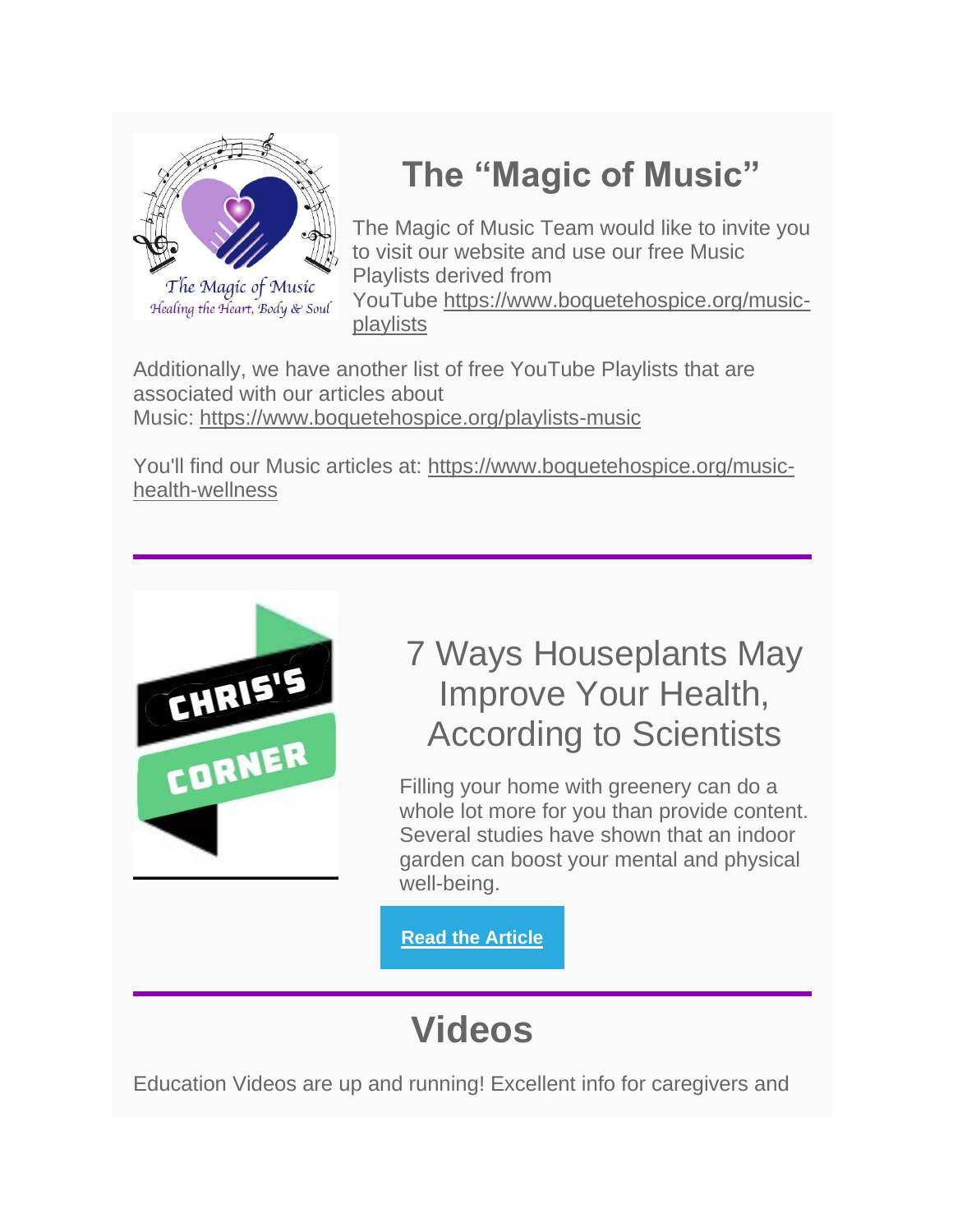# The "Magic of Music"

The Magic of Music Team would like to invite you to visit our website and use our free Music Playlists derived from YouTube https://www.boquetehospice.org/music-playlists

Additionally, we have another list of free YouTube Playlists that are associated with our articles about Music: https://www.boquetehospice.org/playlists-music

You'll find our Music articles at: https://www.boquetehospice.org/music-health-wellness

---

## 7 Ways Houseplants May Improve Your Health, According to Scientists

Filling your home with greenery can do a whole lot more for you than provide content. Several studies have shown that an indoor garden can boost your mental and physical well-being.

**Read the Article**

---

# Videos

Education Videos are up and running! Excellent info for caregivers and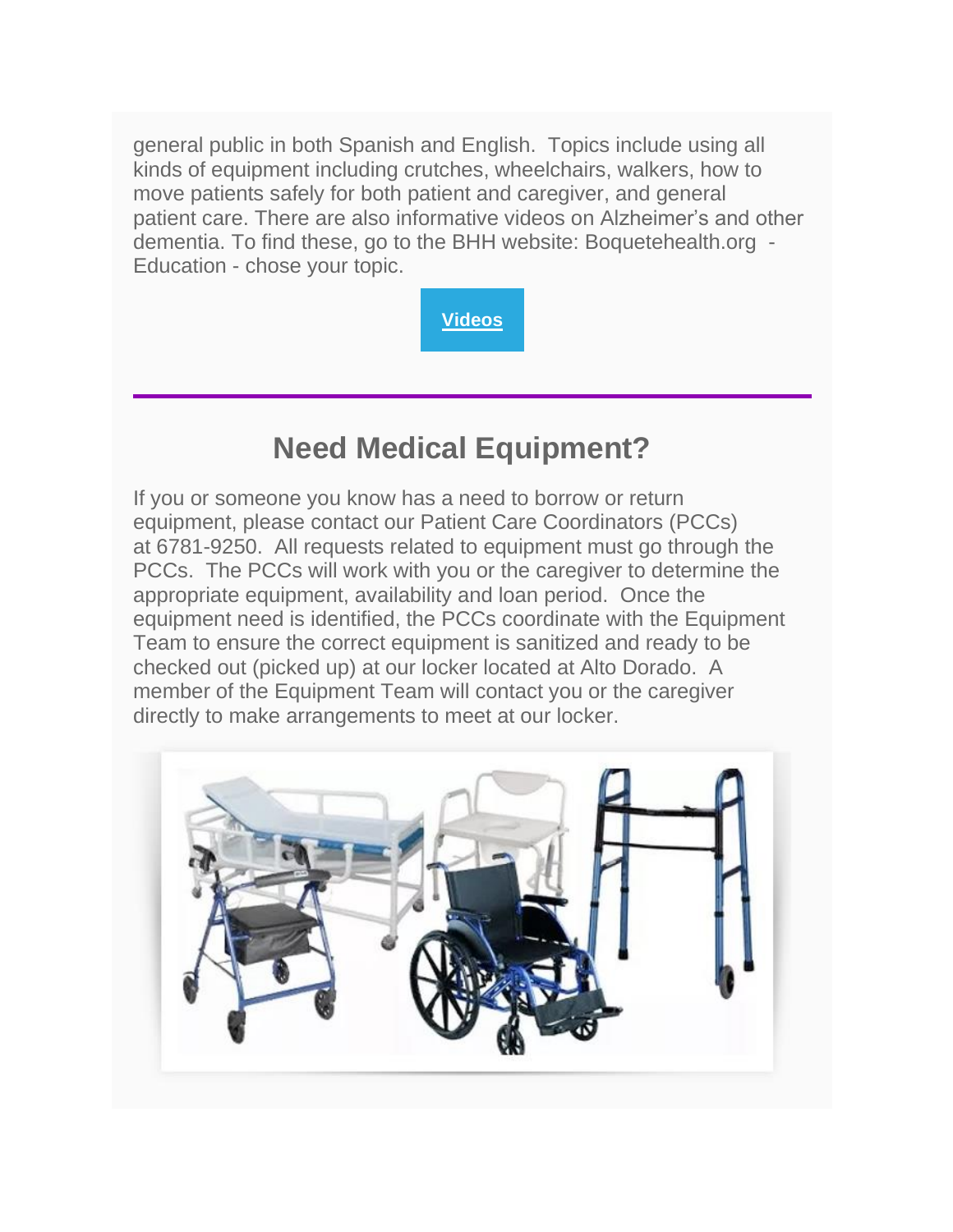general public in both Spanish and English. Topics include using all kinds of equipment including crutches, wheelchairs, walkers, how to move patients safely for both patient and caregiver, and general patient care. There are also informative videos on Alzheimer's and other dementia. To find these, go to the BHH website: Boquetehealth.org - Education - chose your topic.

**Videos**

---

## Need Medical Equipment?

If you or someone you know has a need to borrow or return equipment, please contact our Patient Care Coordinators (PCCs) at 6781-9250. All requests related to equipment must go through the PCCs. The PCCs will work with you or the caregiver to determine the appropriate equipment, availability and loan period. Once the equipment need is identified, the PCCs coordinate with the Equipment Team to ensure the correct equipment is sanitized and ready to be checked out (picked up) at our locker located at Alto Dorado. A member of the Equipment Team will contact you or the caregiver directly to make arrangements to meet at our locker.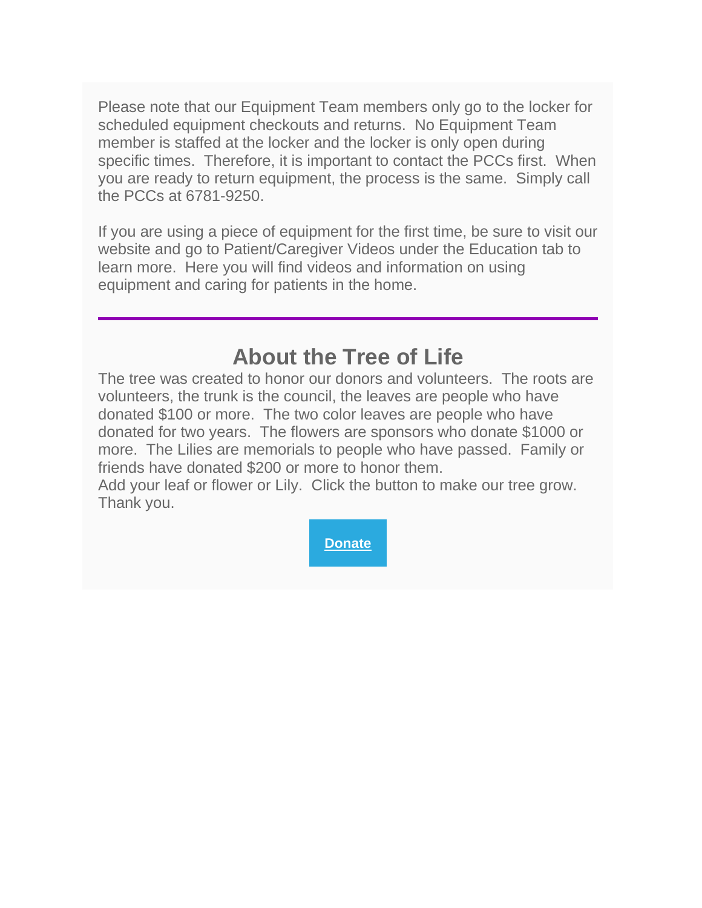Please note that our Equipment Team members only go to the locker for scheduled equipment checkouts and returns.  No Equipment Team member is staffed at the locker and the locker is only open during specific times.  Therefore, it is important to contact the PCCs first.  When you are ready to return equipment, the process is the same.  Simply call the PCCs at 6781-9250.

If you are using a piece of equipment for the first time, be sure to visit our website and go to Patient/Caregiver Videos under the Education tab to learn more.  Here you will find videos and information on using equipment and caring for patients in the home.

---

## About the Tree of Life

The tree was created to honor our donors and volunteers.  The roots are volunteers, the trunk is the council, the leaves are people who have donated $100 or more.  The two color leaves are people who have donated for two years.  The flowers are sponsors who donate $1000 or more.  The Lilies are memorials to people who have passed.  Family or friends have donated $200 or more to honor them.
Add your leaf or flower or Lily.  Click the button to make our tree grow.
Thank you.

**Donate**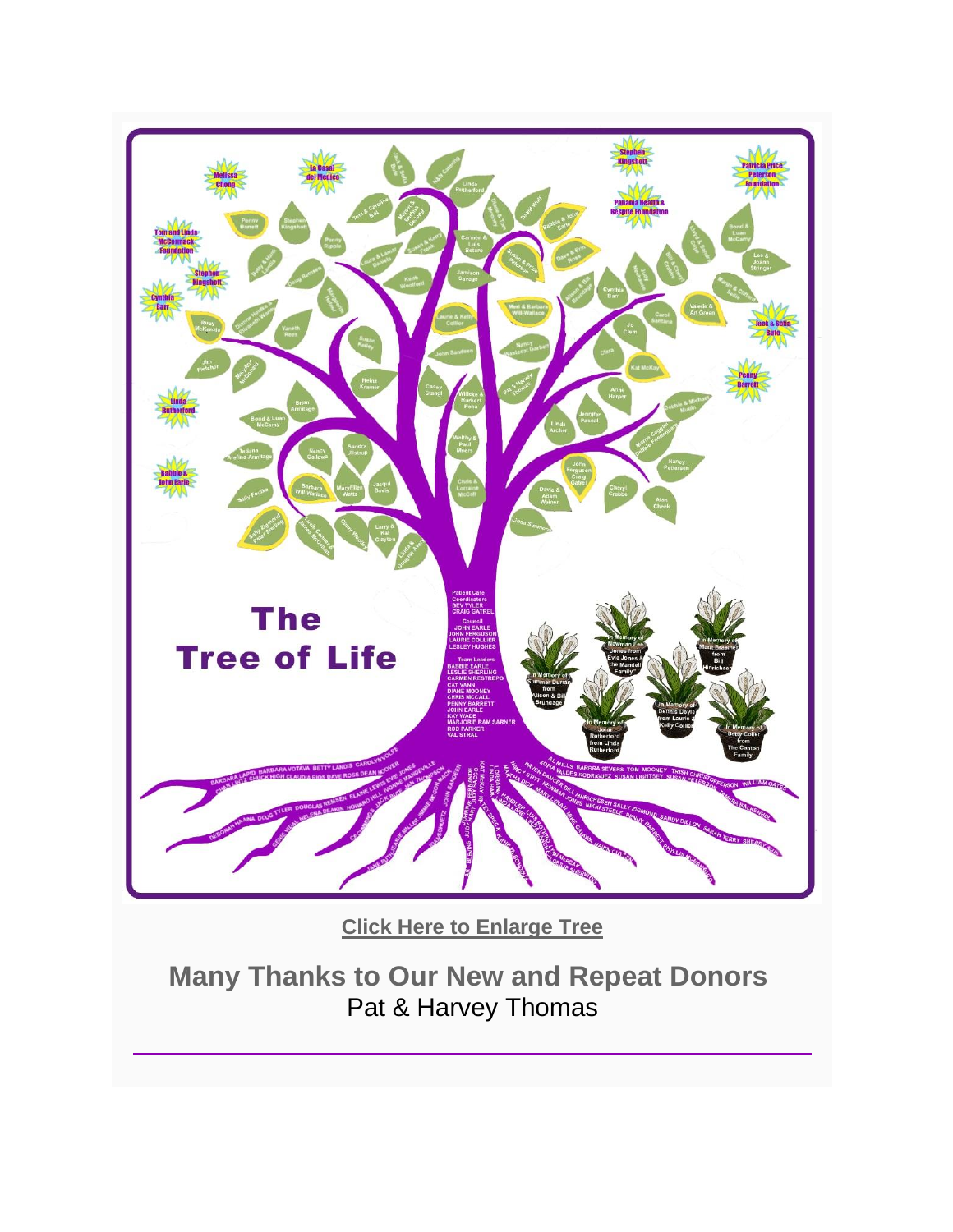Click Here to Enlarge Tree

## Many Thanks to Our New and Repeat Donors

Pat & Harvey Thomas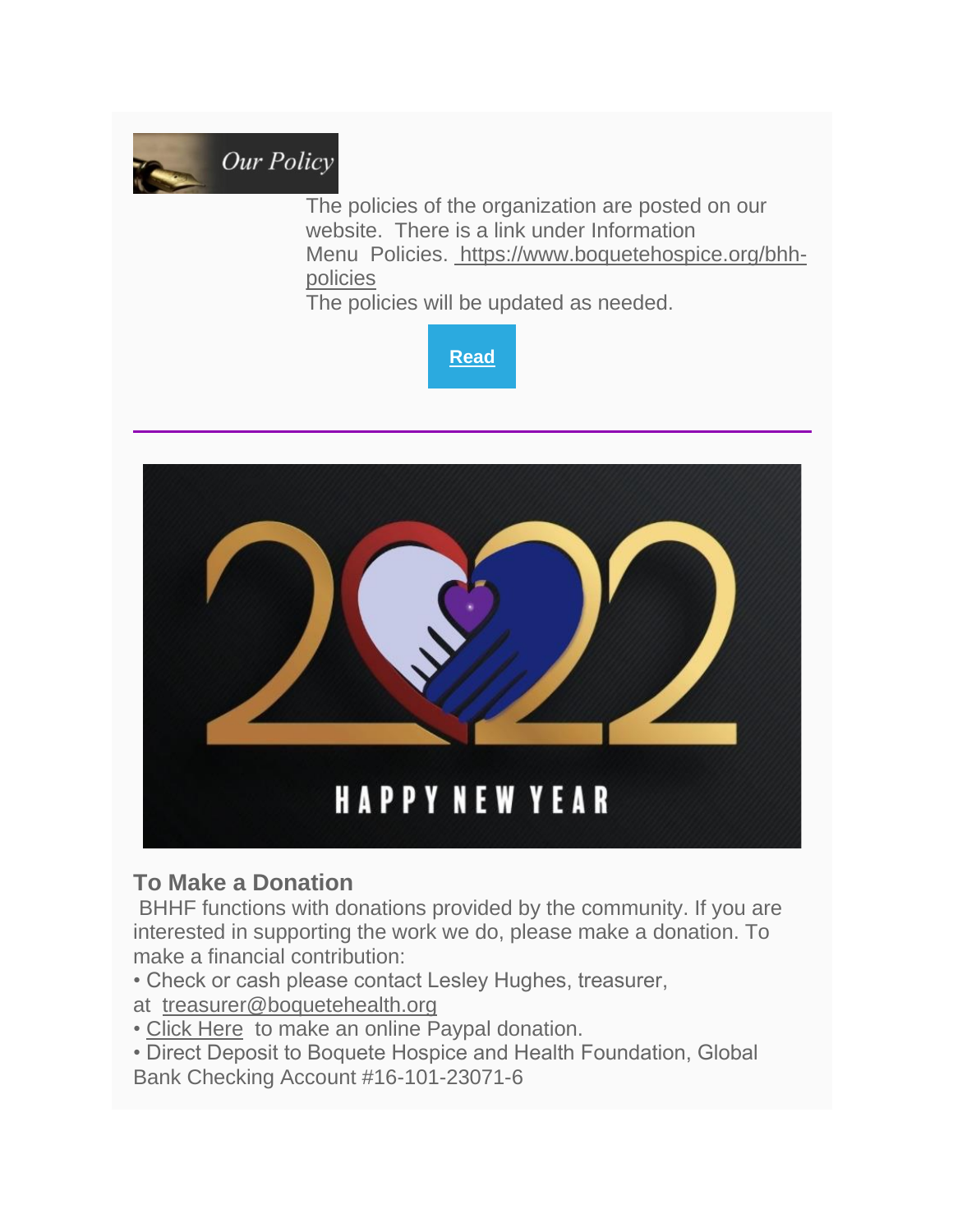Our Policy

The policies of the organization are posted on our website. There is a link under Information Menu Policies. https://www.boquetehospice.org/bhh-policies

The policies will be updated as needed.

Read

---

2022

HAPPY NEW YEAR

## To Make a Donation

BHHF functions with donations provided by the community. If you are interested in supporting the work we do, please make a donation. To make a financial contribution:

- Check or cash please contact Lesley Hughes, treasurer, at treasurer@boquetehealth.org
- Click Here to make an online Paypal donation.
- Direct Deposit to Boquete Hospice and Health Foundation, Global Bank Checking Account #16-101-23071-6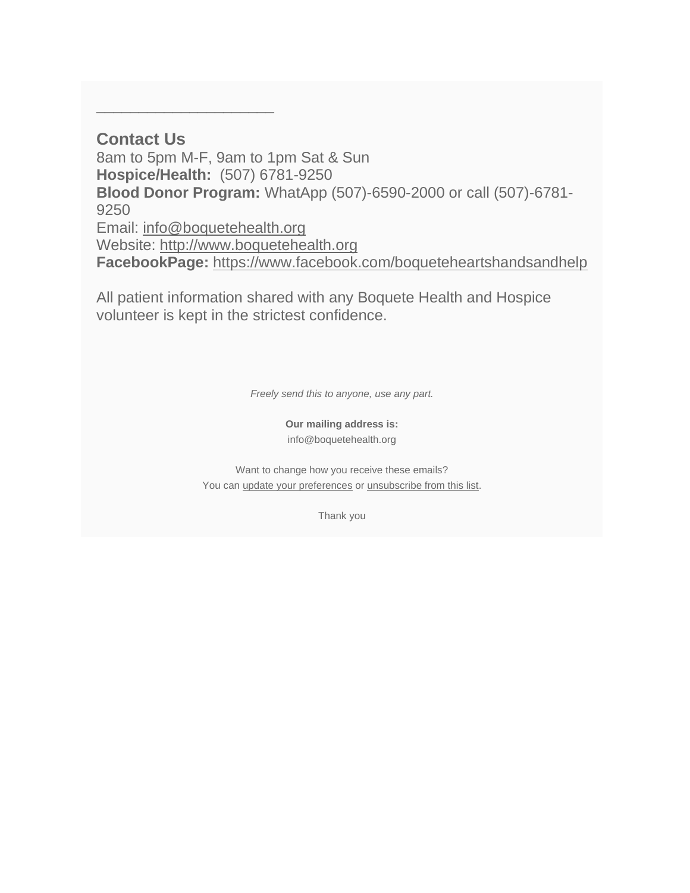____________________

## Contact Us

8am to 5pm M-F, 9am to 1pm Sat & Sun
**Hospice/Health:** (507) 6781-9250
**Blood Donor Program:** WhatApp (507)-6590-2000 or call (507)-6781-9250
Email: info@boquetehealth.org
Website: http://www.boquetehealth.org
**FacebookPage:** https://www.facebook.com/boqueteheartshandsandhelp

All patient information shared with any Boquete Health and Hospice volunteer is kept in the strictest confidence.

*Freely send this to anyone, use any part.*

**Our mailing address is:**
info@boquetehealth.org

Want to change how you receive these emails?
You can update your preferences or unsubscribe from this list.

Thank you